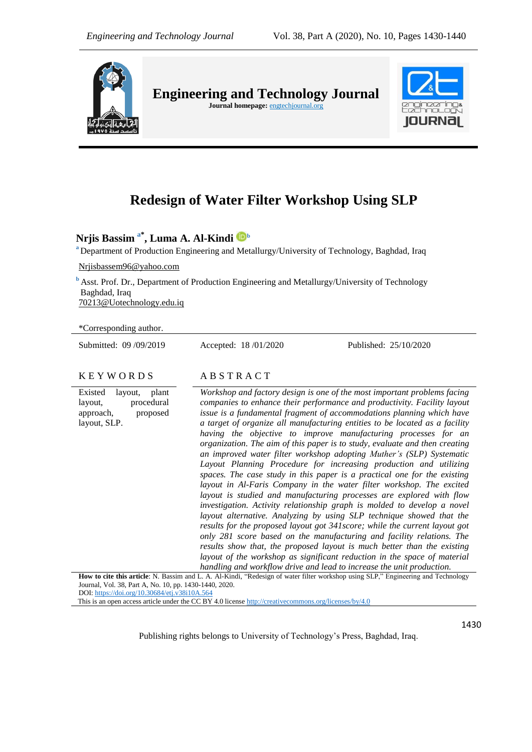# Redesign of Water Filter Workshop Using SLP

**Nrjis Bassim** [a*]**, Luma A. Al-Kindi** [b]

[a] Department of Production Engineering and Metallurgy/University of Technology, Baghdad, Iraq

Nrjisbassem96@yahoo.com

[b] Asst. Prof. Dr., Department of Production Engineering and Metallurgy/University of Technology Baghdad, Iraq

70213@Uotechnology.edu.iq

*Corresponding author.

Submitted: 09 /09/2019 | Accepted: 18 /01/2020 | Published: 25/10/2020

## KEYWORDS

Existed layout, plant layout, procedural approach, proposed layout, SLP.

## ABSTRACT

*Workshop and factory design is one of the most important problems facing companies to enhance their performance and productivity. Facility layout issue is a fundamental fragment of accommodations planning which have a target of organize all manufacturing entities to be located as a facility having the objective to improve manufacturing processes for an organization. The aim of this paper is to study, evaluate and then creating an improved water filter workshop adopting Muther's (SLP) Systematic Layout Planning Procedure for increasing production and utilizing spaces. The case study in this paper is a practical one for the existing layout in Al-Faris Company in the water filter workshop. The excited layout is studied and manufacturing processes are explored with flow investigation. Activity relationship graph is molded to develop a novel layout alternative. Analyzing by using SLP technique showed that the results for the proposed layout got 341score; while the current layout got only 281 score based on the manufacturing and facility relations. The results show that, the proposed layout is much better than the existing layout of the workshop as significant reduction in the space of material handling and workflow drive and lead to increase the unit production.*

**How to cite this article**: N. Bassim and L. A. Al-Kindi, "Redesign of water filter workshop using SLP," Engineering and Technology Journal, Vol. 38, Part A, No. 10, pp. 1430-1440, 2020.
DOI: https://doi.org/10.30684/etj.v38i10A.564

This is an open access article under the CC BY 4.0 license http://creativecommons.org/licenses/by/4.0

Publishing rights belongs to University of Technology's Press, Baghdad, Iraq.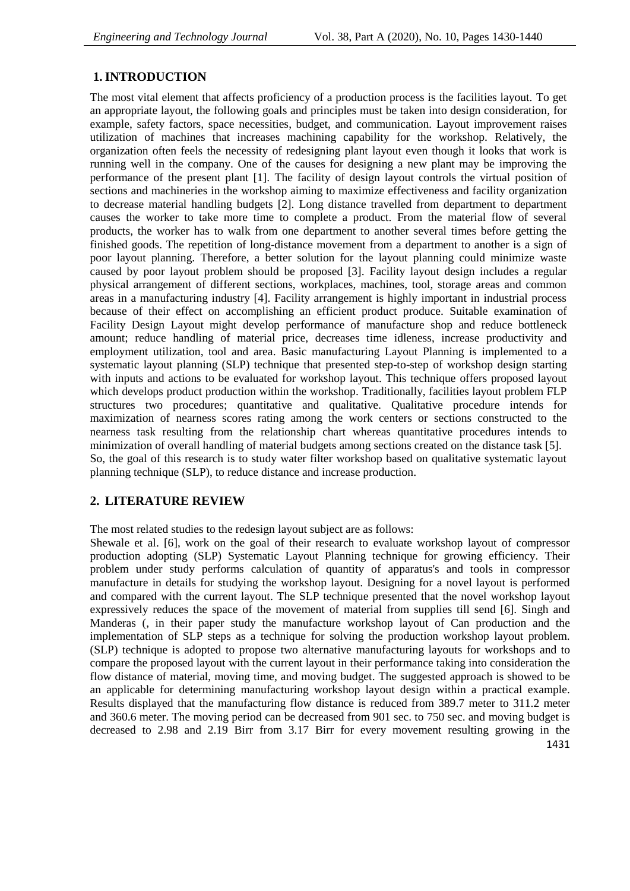## 1. INTRODUCTION

The most vital element that affects proficiency of a production process is the facilities layout. To get an appropriate layout, the following goals and principles must be taken into design consideration, for example, safety factors, space necessities, budget, and communication. Layout improvement raises utilization of machines that increases machining capability for the workshop. Relatively, the organization often feels the necessity of redesigning plant layout even though it looks that work is running well in the company. One of the causes for designing a new plant may be improving the performance of the present plant [1]. The facility of design layout controls the virtual position of sections and machineries in the workshop aiming to maximize effectiveness and facility organization to decrease material handling budgets [2]. Long distance travelled from department to department causes the worker to take more time to complete a product. From the material flow of several products, the worker has to walk from one department to another several times before getting the finished goods. The repetition of long-distance movement from a department to another is a sign of poor layout planning. Therefore, a better solution for the layout planning could minimize waste caused by poor layout problem should be proposed [3]. Facility layout design includes a regular physical arrangement of different sections, workplaces, machines, tool, storage areas and common areas in a manufacturing industry [4]. Facility arrangement is highly important in industrial process because of their effect on accomplishing an efficient product produce. Suitable examination of Facility Design Layout might develop performance of manufacture shop and reduce bottleneck amount; reduce handling of material price, decreases time idleness, increase productivity and employment utilization, tool and area. Basic manufacturing Layout Planning is implemented to a systematic layout planning (SLP) technique that presented step-to-step of workshop design starting with inputs and actions to be evaluated for workshop layout. This technique offers proposed layout which develops product production within the workshop. Traditionally, facilities layout problem FLP structures two procedures; quantitative and qualitative. Qualitative procedure intends for maximization of nearness scores rating among the work centers or sections constructed to the nearness task resulting from the relationship chart whereas quantitative procedures intends to minimization of overall handling of material budgets among sections created on the distance task [5].
So, the goal of this research is to study water filter workshop based on qualitative systematic layout planning technique (SLP), to reduce distance and increase production.

## 2. LITERATURE REVIEW

The most related studies to the redesign layout subject are as follows:
Shewale et al. [6], work on the goal of their research to evaluate workshop layout of compressor production adopting (SLP) Systematic Layout Planning technique for growing efficiency. Their problem under study performs calculation of quantity of apparatus's and tools in compressor manufacture in details for studying the workshop layout. Designing for a novel layout is performed and compared with the current layout. The SLP technique presented that the novel workshop layout expressively reduces the space of the movement of material from supplies till send [6]. Singh and Manderas (, in their paper study the manufacture workshop layout of Can production and the implementation of SLP steps as a technique for solving the production workshop layout problem. (SLP) technique is adopted to propose two alternative manufacturing layouts for workshops and to compare the proposed layout with the current layout in their performance taking into consideration the flow distance of material, moving time, and moving budget. The suggested approach is showed to be an applicable for determining manufacturing workshop layout design within a practical example. Results displayed that the manufacturing flow distance is reduced from 389.7 meter to 311.2 meter and 360.6 meter. The moving period can be decreased from 901 sec. to 750 sec. and moving budget is decreased to 2.98 and 2.19 Birr from 3.17 Birr for every movement resulting growing in the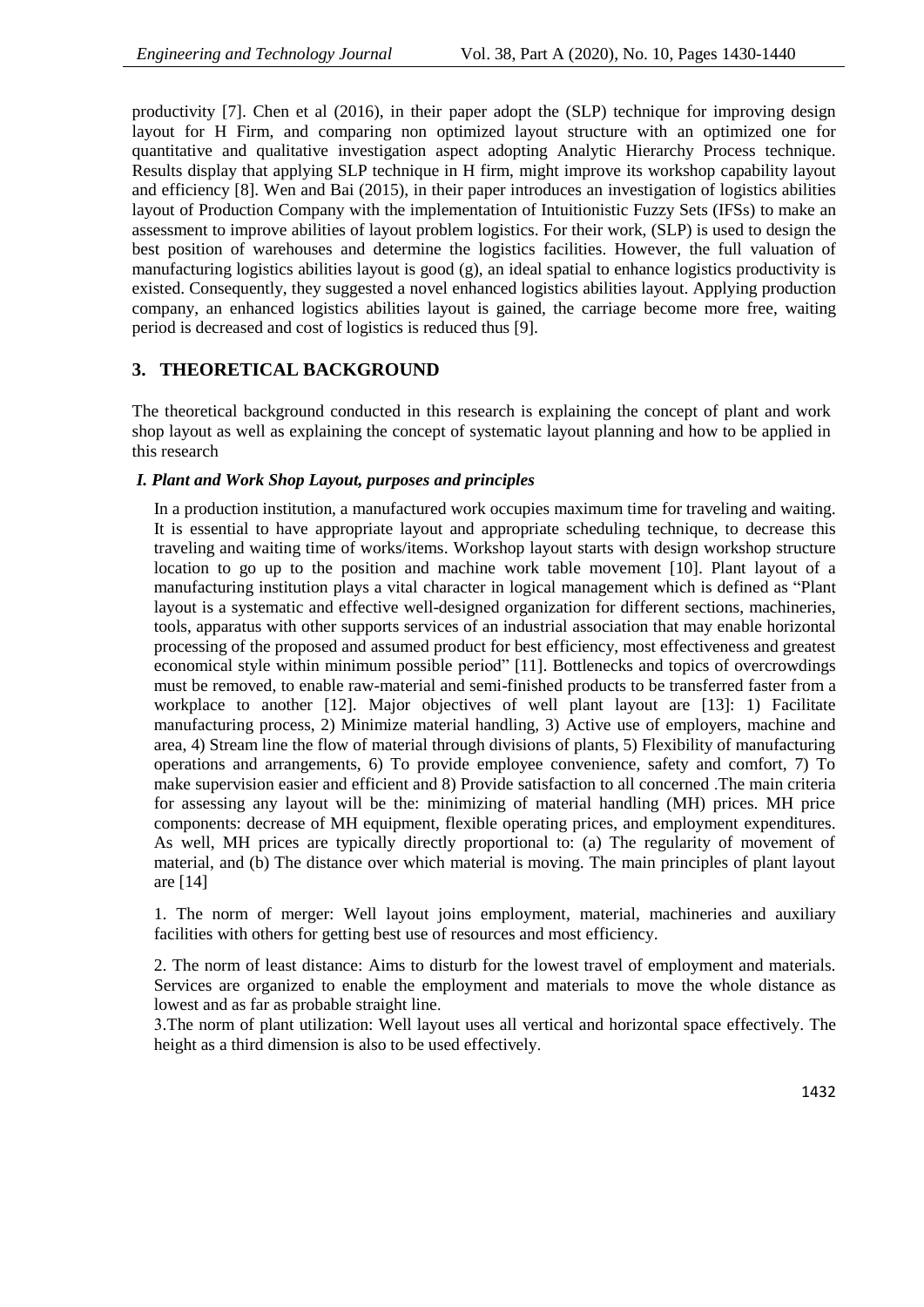productivity [7]. Chen et al (2016), in their paper adopt the (SLP) technique for improving design layout for H Firm, and comparing non optimized layout structure with an optimized one for quantitative and qualitative investigation aspect adopting Analytic Hierarchy Process technique. Results display that applying SLP technique in H firm, might improve its workshop capability layout and efficiency [8]. Wen and Bai (2015), in their paper introduces an investigation of logistics abilities layout of Production Company with the implementation of Intuitionistic Fuzzy Sets (IFSs) to make an assessment to improve abilities of layout problem logistics. For their work, (SLP) is used to design the best position of warehouses and determine the logistics facilities. However, the full valuation of manufacturing logistics abilities layout is good (g), an ideal spatial to enhance logistics productivity is existed. Consequently, they suggested a novel enhanced logistics abilities layout. Applying production company, an enhanced logistics abilities layout is gained, the carriage become more free, waiting period is decreased and cost of logistics is reduced thus [9].

## 3. THEORETICAL BACKGROUND

The theoretical background conducted in this research is explaining the concept of plant and work shop layout as well as explaining the concept of systematic layout planning and how to be applied in this research

### *I. Plant and Work Shop Layout, purposes and principles*

In a production institution, a manufactured work occupies maximum time for traveling and waiting. It is essential to have appropriate layout and appropriate scheduling technique, to decrease this traveling and waiting time of works/items. Workshop layout starts with design workshop structure location to go up to the position and machine work table movement [10]. Plant layout of a manufacturing institution plays a vital character in logical management which is defined as "Plant layout is a systematic and effective well-designed organization for different sections, machineries, tools, apparatus with other supports services of an industrial association that may enable horizontal processing of the proposed and assumed product for best efficiency, most effectiveness and greatest economical style within minimum possible period" [11]. Bottlenecks and topics of overcrowdings must be removed, to enable raw-material and semi-finished products to be transferred faster from a workplace to another [12]. Major objectives of well plant layout are [13]: 1) Facilitate manufacturing process, 2) Minimize material handling, 3) Active use of employers, machine and area, 4) Stream line the flow of material through divisions of plants, 5) Flexibility of manufacturing operations and arrangements, 6) To provide employee convenience, safety and comfort, 7) To make supervision easier and efficient and 8) Provide satisfaction to all concerned .The main criteria for assessing any layout will be the: minimizing of material handling (MH) prices. MH price components: decrease of MH equipment, flexible operating prices, and employment expenditures. As well, MH prices are typically directly proportional to: (a) The regularity of movement of material, and (b) The distance over which material is moving. The main principles of plant layout are [14]

1. The norm of merger: Well layout joins employment, material, machineries and auxiliary facilities with others for getting best use of resources and most efficiency.

2. The norm of least distance: Aims to disturb for the lowest travel of employment and materials. Services are organized to enable the employment and materials to move the whole distance as lowest and as far as probable straight line.

3.The norm of plant utilization: Well layout uses all vertical and horizontal space effectively. The height as a third dimension is also to be used effectively.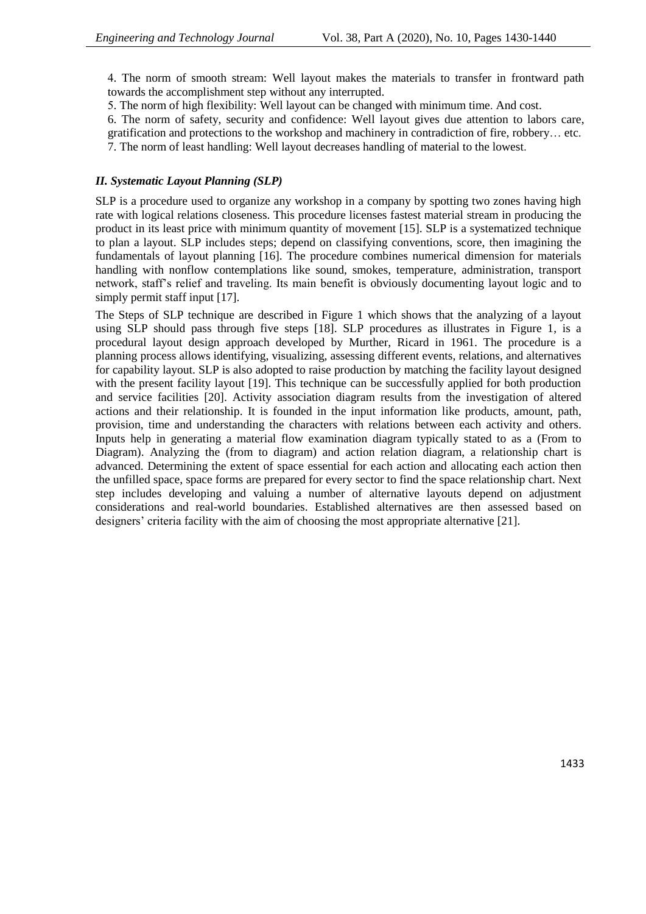4. The norm of smooth stream: Well layout makes the materials to transfer in frontward path towards the accomplishment step without any interrupted.

5. The norm of high flexibility: Well layout can be changed with minimum time. And cost.

6. The norm of safety, security and confidence: Well layout gives due attention to labors care, gratification and protections to the workshop and machinery in contradiction of fire, robbery… etc.

7. The norm of least handling: Well layout decreases handling of material to the lowest.

### *II. Systematic Layout Planning (SLP)*

SLP is a procedure used to organize any workshop in a company by spotting two zones having high rate with logical relations closeness. This procedure licenses fastest material stream in producing the product in its least price with minimum quantity of movement [15]. SLP is a systematized technique to plan a layout. SLP includes steps; depend on classifying conventions, score, then imagining the fundamentals of layout planning [16]. The procedure combines numerical dimension for materials handling with nonflow contemplations like sound, smokes, temperature, administration, transport network, staff's relief and traveling. Its main benefit is obviously documenting layout logic and to simply permit staff input [17].

The Steps of SLP technique are described in Figure 1 which shows that the analyzing of a layout using SLP should pass through five steps [18]. SLP procedures as illustrates in Figure 1, is a procedural layout design approach developed by Murther, Ricard in 1961. The procedure is a planning process allows identifying, visualizing, assessing different events, relations, and alternatives for capability layout. SLP is also adopted to raise production by matching the facility layout designed with the present facility layout [19]. This technique can be successfully applied for both production and service facilities [20]. Activity association diagram results from the investigation of altered actions and their relationship. It is founded in the input information like products, amount, path, provision, time and understanding the characters with relations between each activity and others. Inputs help in generating a material flow examination diagram typically stated to as a (From to Diagram). Analyzing the (from to diagram) and action relation diagram, a relationship chart is advanced. Determining the extent of space essential for each action and allocating each action then the unfilled space, space forms are prepared for every sector to find the space relationship chart. Next step includes developing and valuing a number of alternative layouts depend on adjustment considerations and real-world boundaries. Established alternatives are then assessed based on designers' criteria facility with the aim of choosing the most appropriate alternative [21].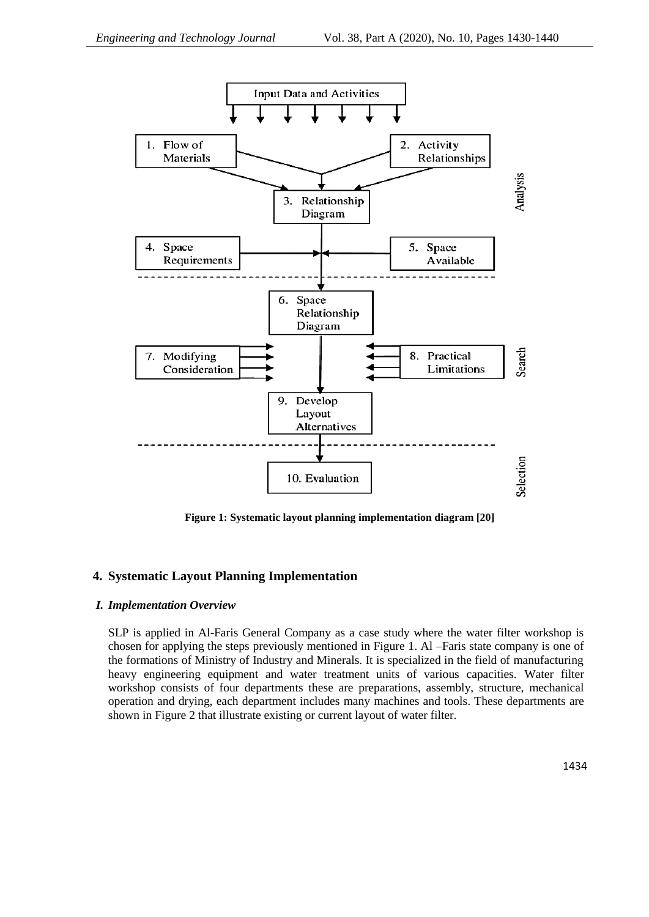Figure 1: Systematic layout planning implementation diagram [20]

## 4. Systematic Layout Planning Implementation

### *I. Implementation Overview*

SLP is applied in Al-Faris General Company as a case study where the water filter workshop is chosen for applying the steps previously mentioned in Figure 1. Al –Faris state company is one of the formations of Ministry of Industry and Minerals. It is specialized in the field of manufacturing heavy engineering equipment and water treatment units of various capacities. Water filter workshop consists of four departments these are preparations, assembly, structure, mechanical operation and drying, each department includes many machines and tools. These departments are shown in Figure 2 that illustrate existing or current layout of water filter.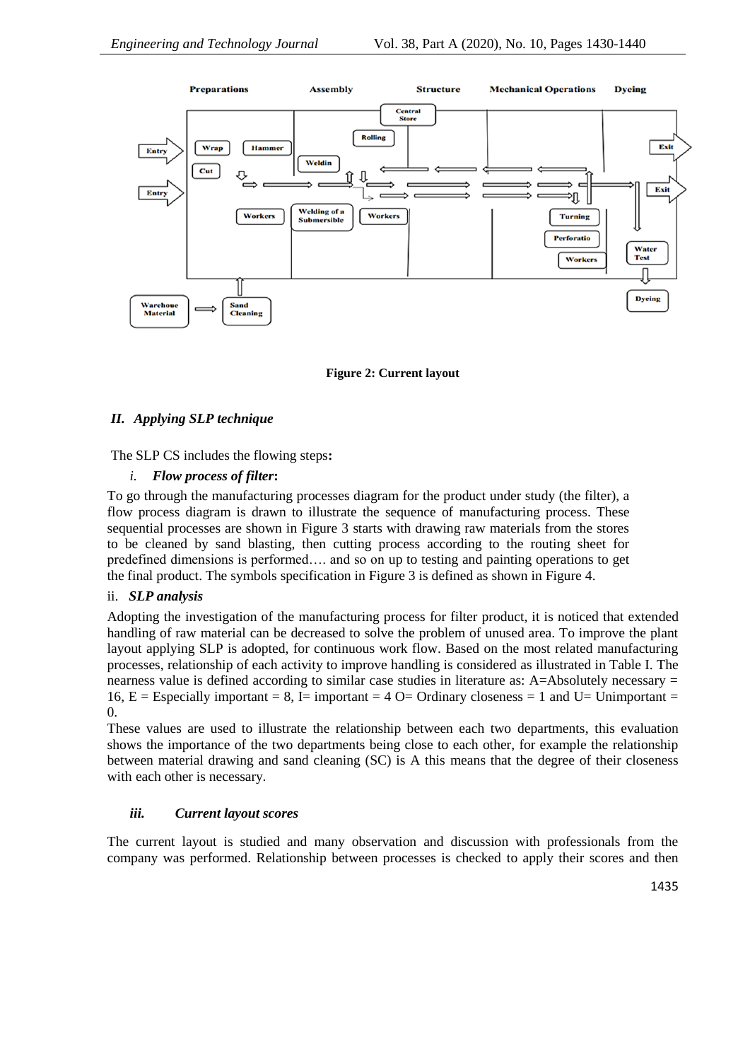Figure 2: Current layout

## II. Applying SLP technique

The SLP CS includes the flowing steps**:**

### i. Flow process of filter:

To go through the manufacturing processes diagram for the product under study (the filter), a flow process diagram is drawn to illustrate the sequence of manufacturing process. These sequential processes are shown in Figure 3 starts with drawing raw materials from the stores to be cleaned by sand blasting, then cutting process according to the routing sheet for predefined dimensions is performed…. and so on up to testing and painting operations to get the final product. The symbols specification in Figure 3 is defined as shown in Figure 4.

### ii. SLP analysis

Adopting the investigation of the manufacturing process for filter product, it is noticed that extended handling of raw material can be decreased to solve the problem of unused area. To improve the plant layout applying SLP is adopted, for continuous work flow. Based on the most related manufacturing processes, relationship of each activity to improve handling is considered as illustrated in Table I. The nearness value is defined according to similar case studies in literature as: A=Absolutely necessary = 16, E = Especially important = 8, I= important = 4 O= Ordinary closeness = 1 and U= Unimportant = 0.

These values are used to illustrate the relationship between each two departments, this evaluation shows the importance of the two departments being close to each other, for example the relationship between material drawing and sand cleaning (SC) is A this means that the degree of their closeness with each other is necessary.

### iii. Current layout scores

The current layout is studied and many observation and discussion with professionals from the company was performed. Relationship between processes is checked to apply their scores and then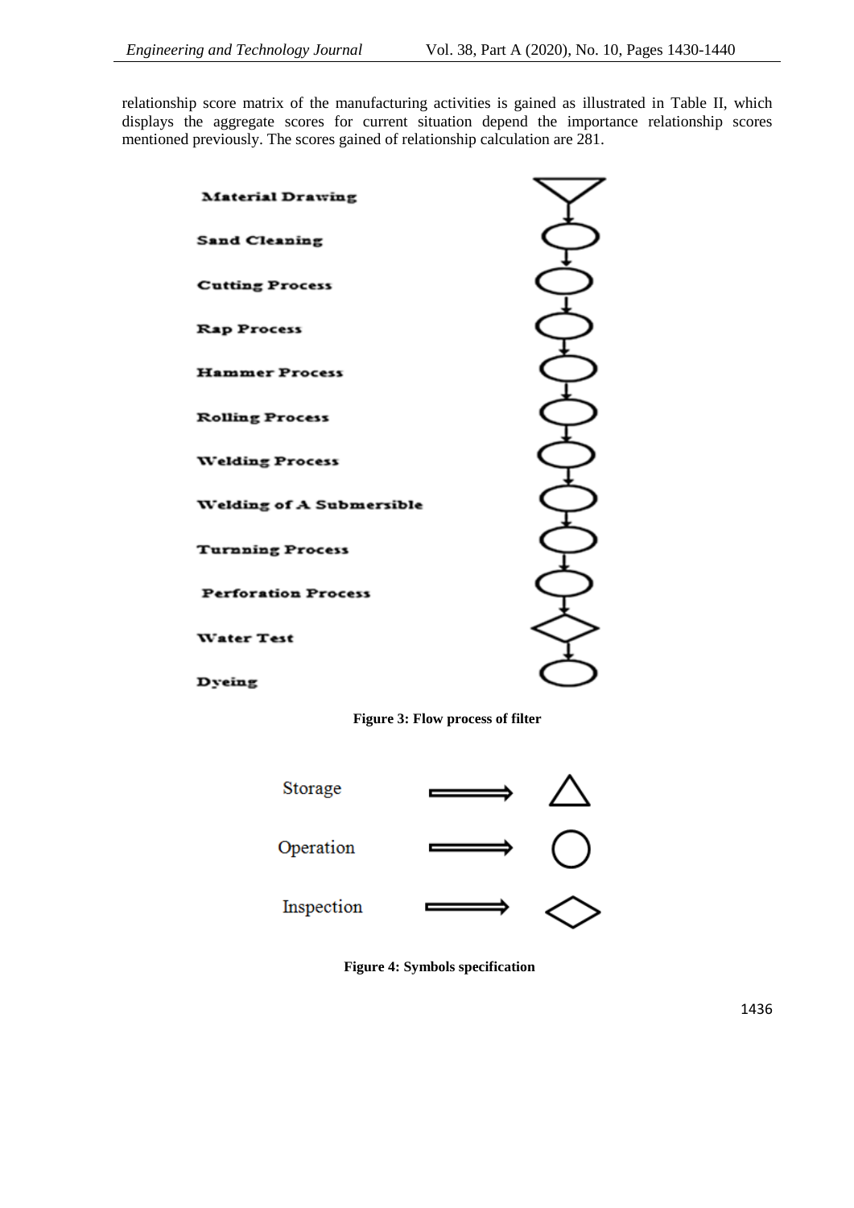relationship score matrix of the manufacturing activities is gained as illustrated in Table II, which displays the aggregate scores for current situation depend the importance relationship scores mentioned previously. The scores gained of relationship calculation are 281.

Material Drawing

Sand Cleaning

Cutting Process

Rap Process

Hammer Process

Rolling Process

Welding Process

Welding of A Submersible

Turning Process

Perforation Process

Water Test

Dyeing

**Figure 3: Flow process of filter**

Storage

Operation

Inspection

**Figure 4: Symbols specification**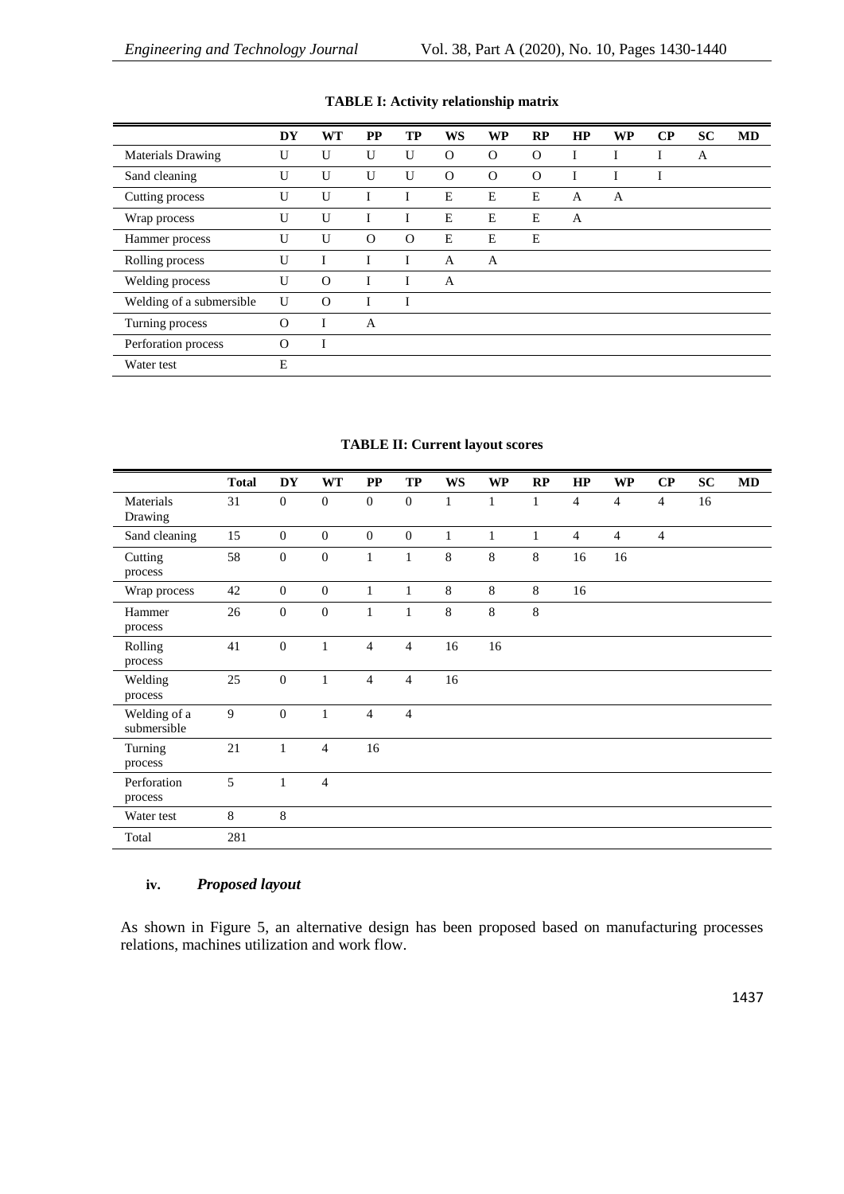**TABLE I: Activity relationship matrix**

| | DY | WT | PP | TP | WS | WP | RP | HP | WP | CP | SC | MD |
|---|---|---|---|---|---|---|---|---|---|---|---|---|
| Materials Drawing | U | U | U | U | O | O | O | I | I | I | A | |
| Sand cleaning | U | U | U | U | O | O | O | I | I | I | | |
| Cutting process | U | U | I | I | E | E | E | A | A | | | |
| Wrap process | U | U | I | I | E | E | E | A | | | | |
| Hammer process | U | U | O | O | E | E | E | | | | | |
| Rolling process | U | I | I | I | A | A | | | | | | |
| Welding process | U | O | I | I | A | | | | | | | |
| Welding of a submersible | U | O | I | I | | | | | | | | |
| Turning process | O | I | A | | | | | | | | | |
| Perforation process | O | I | | | | | | | | | | |
| Water test | E | | | | | | | | | | | |

**TABLE II: Current layout scores**

| | Total | DY | WT | PP | TP | WS | WP | RP | HP | WP | CP | SC | MD |
|---|---|---|---|---|---|---|---|---|---|---|---|---|---|
| Materials Drawing | 31 | 0 | 0 | 0 | 0 | 1 | 1 | 1 | 4 | 4 | 4 | 16 | |
| Sand cleaning | 15 | 0 | 0 | 0 | 0 | 1 | 1 | 1 | 4 | 4 | 4 | | |
| Cutting process | 58 | 0 | 0 | 1 | 1 | 8 | 8 | 8 | 16 | 16 | | | |
| Wrap process | 42 | 0 | 0 | 1 | 1 | 8 | 8 | 8 | 16 | | | | |
| Hammer process | 26 | 0 | 0 | 1 | 1 | 8 | 8 | 8 | | | | | |
| Rolling process | 41 | 0 | 1 | 4 | 4 | 16 | 16 | | | | | | |
| Welding process | 25 | 0 | 1 | 4 | 4 | 16 | | | | | | | |
| Welding of a submersible | 9 | 0 | 1 | 4 | 4 | | | | | | | | |
| Turning process | 21 | 1 | 4 | 16 | | | | | | | | | |
| Perforation process | 5 | 1 | 4 | | | | | | | | | | |
| Water test | 8 | 8 | | | | | | | | | | | |
| Total | 281 | | | | | | | | | | | | |

#### iv. *Proposed layout*

As shown in Figure 5, an alternative design has been proposed based on manufacturing processes relations, machines utilization and work flow.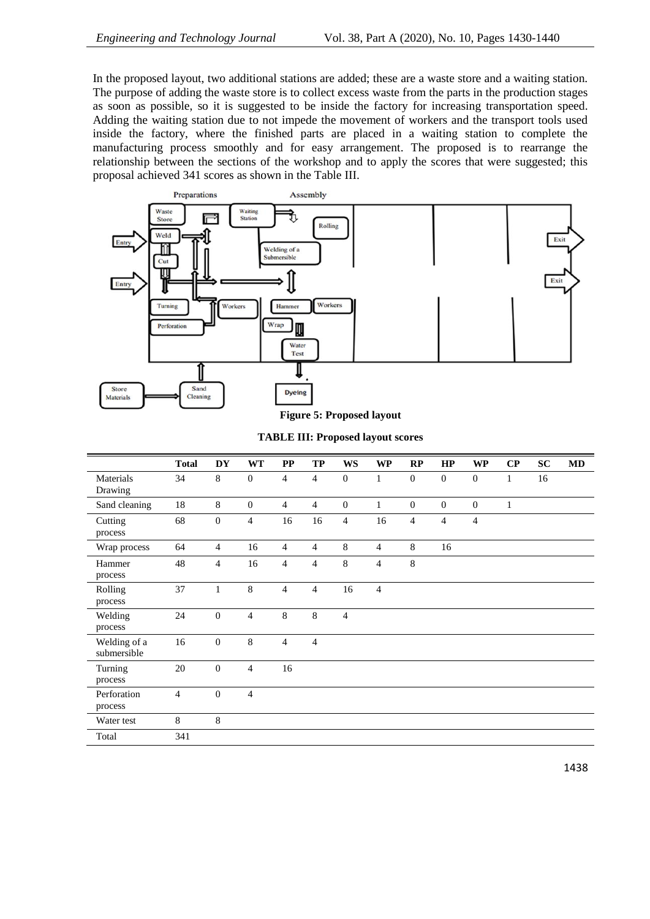In the proposed layout, two additional stations are added; these are a waste store and a waiting station. The purpose of adding the waste store is to collect excess waste from the parts in the production stages as soon as possible, so it is suggested to be inside the factory for increasing transportation speed. Adding the waiting station due to not impede the movement of workers and the transport tools used inside the factory, where the finished parts are placed in a waiting station to complete the manufacturing process smoothly and for easy arrangement. The proposed is to rearrange the relationship between the sections of the workshop and to apply the scores that were suggested; this proposal achieved 341 scores as shown in the Table III.

**Figure 5: Proposed layout**

**TABLE III: Proposed layout scores**

| | Total | DY | WT | PP | TP | WS | WP | RP | HP | WP | CP | SC | MD |
|---|---|---|---|---|---|---|---|---|---|---|---|---|---|
| Materials Drawing | 34 | 8 | 0 | 4 | 4 | 0 | 1 | 0 | 0 | 0 | 1 | 16 | |
| Sand cleaning | 18 | 8 | 0 | 4 | 4 | 0 | 1 | 0 | 0 | 0 | 1 | | |
| Cutting process | 68 | 0 | 4 | 16 | 16 | 4 | 16 | 4 | 4 | 4 | | | |
| Wrap process | 64 | 4 | 16 | 4 | 4 | 8 | 4 | 8 | 16 | | | | |
| Hammer process | 48 | 4 | 16 | 4 | 4 | 8 | 4 | 8 | | | | | |
| Rolling process | 37 | 1 | 8 | 4 | 4 | 16 | 4 | | | | | | |
| Welding process | 24 | 0 | 4 | 8 | 8 | 4 | | | | | | | |
| Welding of a submersible | 16 | 0 | 8 | 4 | 4 | | | | | | | | |
| Turning process | 20 | 0 | 4 | 16 | | | | | | | | | |
| Perforation process | 4 | 0 | 4 | | | | | | | | | | |
| Water test | 8 | 8 | | | | | | | | | | | |
| Total | 341 | | | | | | | | | | | | |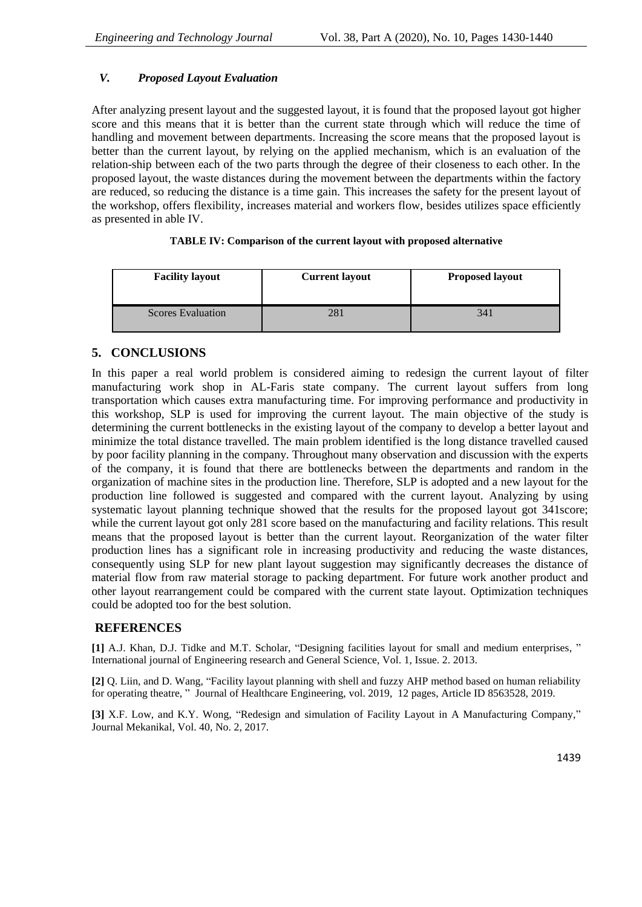### *V. Proposed Layout Evaluation*

After analyzing present layout and the suggested layout, it is found that the proposed layout got higher score and this means that it is better than the current state through which will reduce the time of handling and movement between departments. Increasing the score means that the proposed layout is better than the current layout, by relying on the applied mechanism, which is an evaluation of the relation-ship between each of the two parts through the degree of their closeness to each other. In the proposed layout, the waste distances during the movement between the departments within the factory are reduced, so reducing the distance is a time gain. This increases the safety for the present layout of the workshop, offers flexibility, increases material and workers flow, besides utilizes space efficiently as presented in able IV.

**TABLE IV: Comparison of the current layout with proposed alternative**

| Facility layout | Current layout | Proposed layout |
| --- | --- | --- |
| Scores Evaluation | 281 | 341 |

## 5. CONCLUSIONS

In this paper a real world problem is considered aiming to redesign the current layout of filter manufacturing work shop in AL-Faris state company. The current layout suffers from long transportation which causes extra manufacturing time. For improving performance and productivity in this workshop, SLP is used for improving the current layout. The main objective of the study is determining the current bottlenecks in the existing layout of the company to develop a better layout and minimize the total distance travelled. The main problem identified is the long distance travelled caused by poor facility planning in the company. Throughout many observation and discussion with the experts of the company, it is found that there are bottlenecks between the departments and random in the organization of machine sites in the production line. Therefore, SLP is adopted and a new layout for the production line followed is suggested and compared with the current layout. Analyzing by using systematic layout planning technique showed that the results for the proposed layout got 341score; while the current layout got only 281 score based on the manufacturing and facility relations. This result means that the proposed layout is better than the current layout. Reorganization of the water filter production lines has a significant role in increasing productivity and reducing the waste distances, consequently using SLP for new plant layout suggestion may significantly decreases the distance of material flow from raw material storage to packing department. For future work another product and other layout rearrangement could be compared with the current state layout. Optimization techniques could be adopted too for the best solution.

## REFERENCES

**[1]** A.J. Khan, D.J. Tidke and M.T. Scholar, "Designing facilities layout for small and medium enterprises, " International journal of Engineering research and General Science, Vol. 1, Issue. 2. 2013.

**[2]** Q. Liin, and D. Wang, "Facility layout planning with shell and fuzzy AHP method based on human reliability for operating theatre, " Journal of Healthcare Engineering, vol. 2019, 12 pages, Article ID 8563528, 2019.

**[3]** X.F. Low, and K.Y. Wong, "Redesign and simulation of Facility Layout in A Manufacturing Company," Journal Mekanikal, Vol. 40, No. 2, 2017.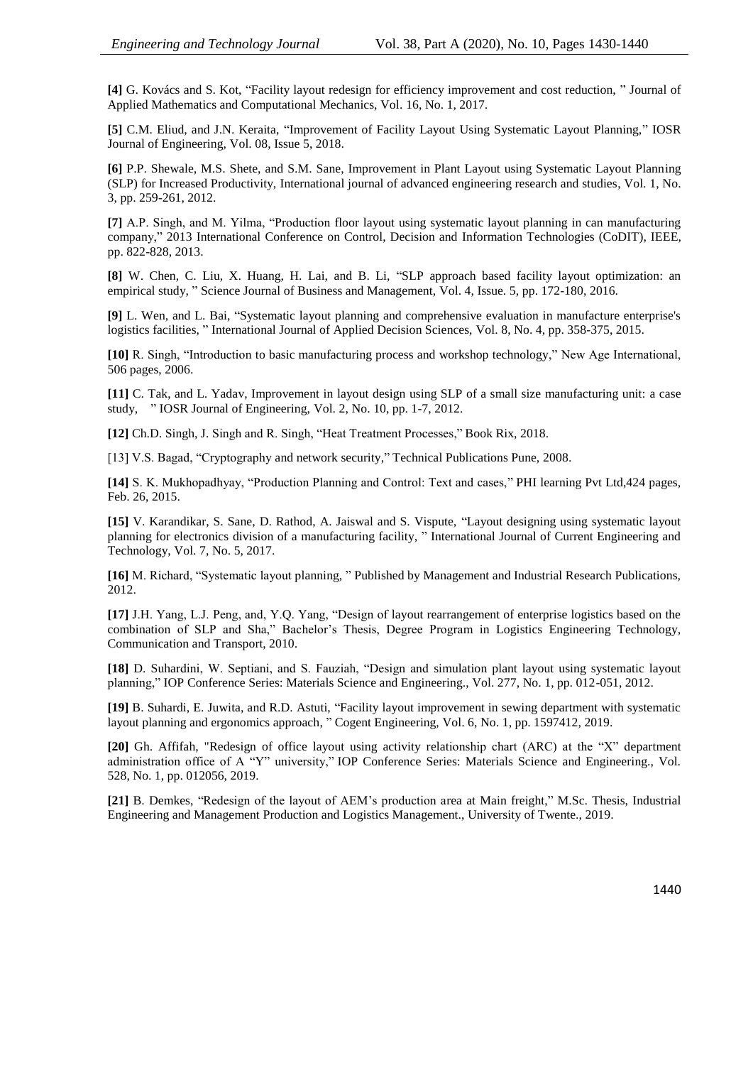**[4]** G. Kovács and S. Kot, "Facility layout redesign for efficiency improvement and cost reduction, " Journal of Applied Mathematics and Computational Mechanics, Vol. 16, No. 1, 2017.

**[5]** C.M. Eliud, and J.N. Keraita, "Improvement of Facility Layout Using Systematic Layout Planning," IOSR Journal of Engineering, Vol. 08, Issue 5, 2018.

**[6]** P.P. Shewale, M.S. Shete, and S.M. Sane, Improvement in Plant Layout using Systematic Layout Planning (SLP) for Increased Productivity, International journal of advanced engineering research and studies, Vol. 1, No. 3, pp. 259-261, 2012.

**[7]** A.P. Singh, and M. Yilma, "Production floor layout using systematic layout planning in can manufacturing company," 2013 International Conference on Control, Decision and Information Technologies (CoDIT), IEEE, pp. 822-828, 2013.

**[8]** W. Chen, C. Liu, X. Huang, H. Lai, and B. Li, "SLP approach based facility layout optimization: an empirical study, " Science Journal of Business and Management, Vol. 4, Issue. 5, pp. 172-180, 2016.

**[9]** L. Wen, and L. Bai, "Systematic layout planning and comprehensive evaluation in manufacture enterprise's logistics facilities, " International Journal of Applied Decision Sciences, Vol. 8, No. 4, pp. 358-375, 2015.

**[10]** R. Singh, "Introduction to basic manufacturing process and workshop technology," New Age International, 506 pages, 2006.

**[11]** C. Tak, and L. Yadav, Improvement in layout design using SLP of a small size manufacturing unit: a case study, " IOSR Journal of Engineering, Vol. 2, No. 10, pp. 1-7, 2012.

**[12]** Ch.D. Singh, J. Singh and R. Singh, "Heat Treatment Processes," Book Rix, 2018.

[13] V.S. Bagad, "Cryptography and network security," Technical Publications Pune, 2008.

**[14]** S. K. Mukhopadhyay, "Production Planning and Control: Text and cases," PHI learning Pvt Ltd,424 pages, Feb. 26, 2015.

**[15]** V. Karandikar, S. Sane, D. Rathod, A. Jaiswal and S. Vispute, "Layout designing using systematic layout planning for electronics division of a manufacturing facility, " International Journal of Current Engineering and Technology, Vol. 7, No. 5, 2017.

**[16]** M. Richard, "Systematic layout planning, " Published by Management and Industrial Research Publications, 2012.

**[17]** J.H. Yang, L.J. Peng, and, Y.Q. Yang, "Design of layout rearrangement of enterprise logistics based on the combination of SLP and Sha," Bachelor's Thesis, Degree Program in Logistics Engineering Technology, Communication and Transport, 2010.

**[18]** D. Suhardini, W. Septiani, and S. Fauziah, "Design and simulation plant layout using systematic layout planning," IOP Conference Series: Materials Science and Engineering., Vol. 277, No. 1, pp. 012-051, 2012.

**[19]** B. Suhardi, E. Juwita, and R.D. Astuti, "Facility layout improvement in sewing department with systematic layout planning and ergonomics approach, " Cogent Engineering, Vol. 6, No. 1, pp. 1597412, 2019.

**[20]** Gh. Affifah, "Redesign of office layout using activity relationship chart (ARC) at the "X" department administration office of A "Y" university," IOP Conference Series: Materials Science and Engineering., Vol. 528, No. 1, pp. 012056, 2019.

**[21]** B. Demkes, "Redesign of the layout of AEM's production area at Main freight," M.Sc. Thesis, Industrial Engineering and Management Production and Logistics Management., University of Twente., 2019.